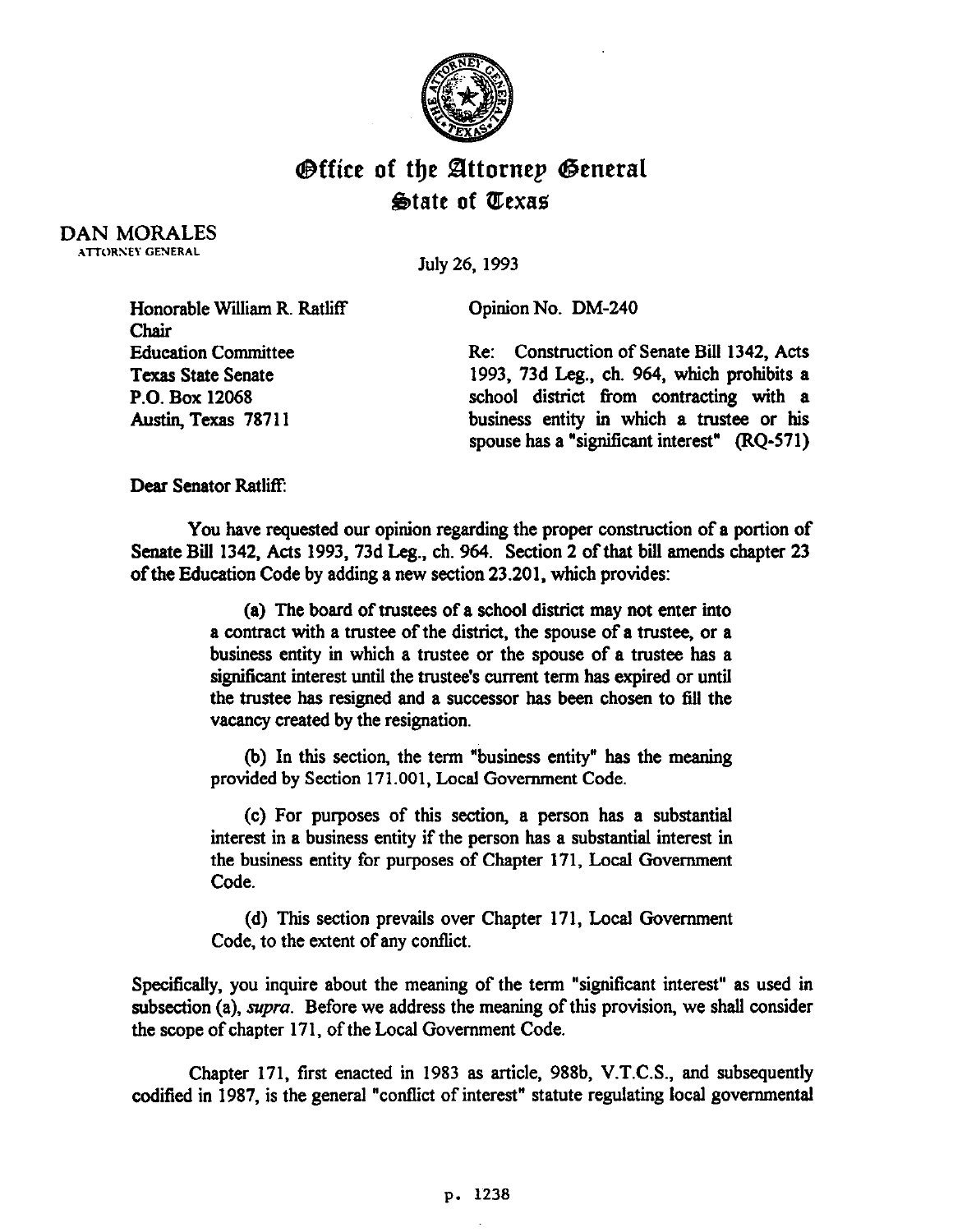# Office of the Attorney General
## State of Texas

DAN MORALES
ATTORNEY GENERAL

July 26, 1993

Honorable William R. Ratliff
Chair
Education Committee
Texas State Senate
P.O. Box 12068
Austin, Texas 78711

Opinion No. DM-240

Re: Construction of Senate Bill 1342, Acts 1993, 73d Leg., ch. 964, which prohibits a school district from contracting with a business entity in which a trustee or his spouse has a "significant interest" (RQ-571)

Dear Senator Ratliff:

You have requested our opinion regarding the proper construction of a portion of Senate Bill 1342, Acts 1993, 73d Leg., ch. 964. Section 2 of that bill amends chapter 23 of the Education Code by adding a new section 23.201, which provides:

> (a) The board of trustees of a school district may not enter into a contract with a trustee of the district, the spouse of a trustee, or a business entity in which a trustee or the spouse of a trustee has a significant interest until the trustee's current term has expired or until the trustee has resigned and a successor has been chosen to fill the vacancy created by the resignation.
>
> (b) In this section, the term "business entity" has the meaning provided by Section 171.001, Local Government Code.
>
> (c) For purposes of this section, a person has a substantial interest in a business entity if the person has a substantial interest in the business entity for purposes of Chapter 171, Local Government Code.
>
> (d) This section prevails over Chapter 171, Local Government Code, to the extent of any conflict.

Specifically, you inquire about the meaning of the term "significant interest" as used in subsection (a), *supra*. Before we address the meaning of this provision, we shall consider the scope of chapter 171, of the Local Government Code.

Chapter 171, first enacted in 1983 as article, 988b, V.T.C.S., and subsequently codified in 1987, is the general "conflict of interest" statute regulating local governmental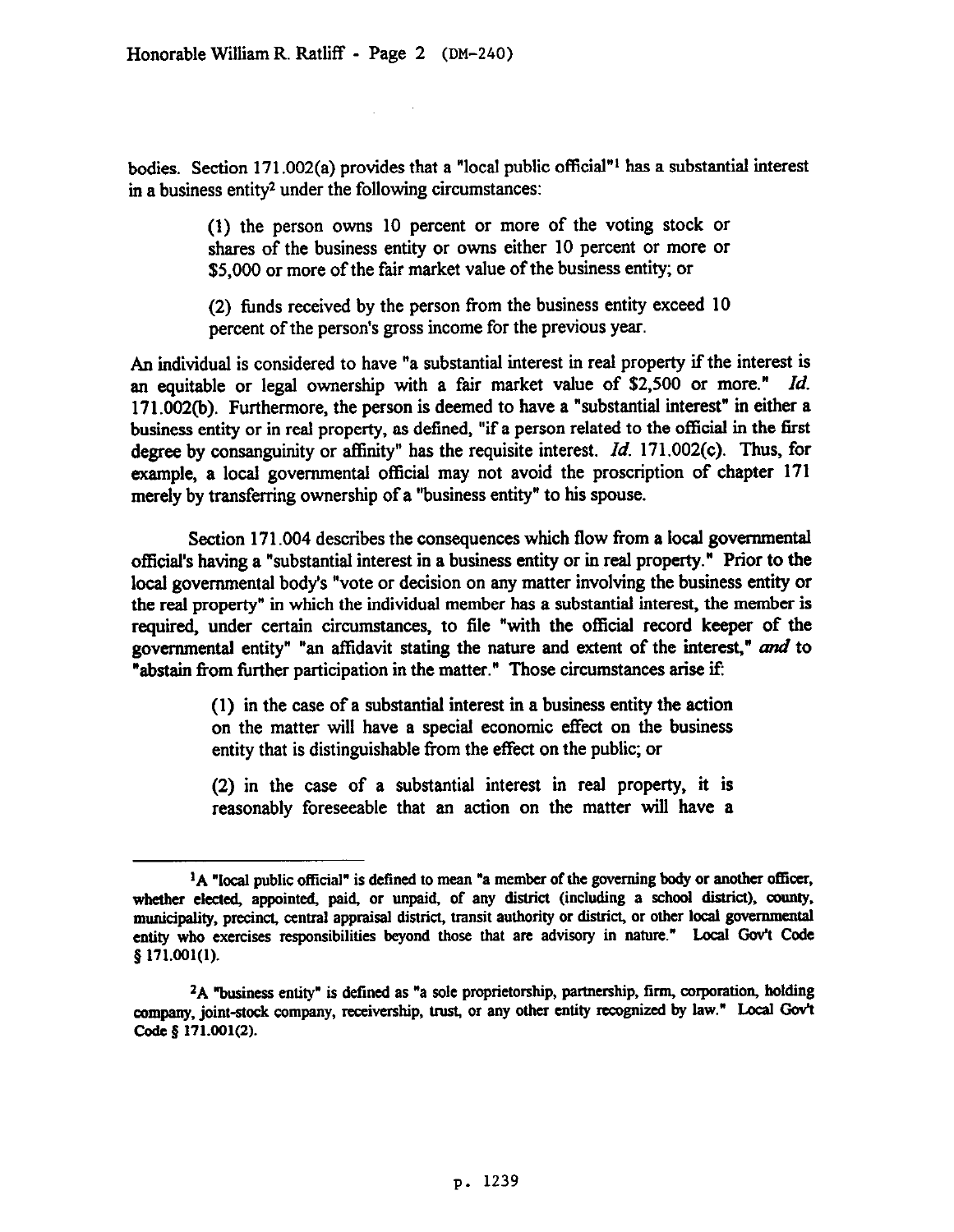bodies. Section 171.002(a) provides that a "local public official"[1] has a substantial interest in a business entity[2] under the following circumstances:

> (1) the person owns 10 percent or more of the voting stock or shares of the business entity or owns either 10 percent or more or $5,000 or more of the fair market value of the business entity; or
>
> (2) funds received by the person from the business entity exceed 10 percent of the person's gross income for the previous year.

An individual is considered to have "a substantial interest in real property if the interest is an equitable or legal ownership with a fair market value of $2,500 or more." *Id.* 171.002(b). Furthermore, the person is deemed to have a "substantial interest" in either a business entity or in real property, as defined, "if a person related to the official in the first degree by consanguinity or affinity" has the requisite interest. *Id.* 171.002(c). Thus, for example, a local governmental official may not avoid the proscription of chapter 171 merely by transferring ownership of a "business entity" to his spouse.

Section 171.004 describes the consequences which flow from a local governmental official's having a "substantial interest in a business entity or in real property." Prior to the local governmental body's "vote or decision on any matter involving the business entity or the real property" in which the individual member has a substantial interest, the member is required, under certain circumstances, to file "with the official record keeper of the governmental entity" "an affidavit stating the nature and extent of the interest," *and* to "abstain from further participation in the matter." Those circumstances arise if:

> (1) in the case of a substantial interest in a business entity the action on the matter will have a special economic effect on the business entity that is distinguishable from the effect on the public; or
>
> (2) in the case of a substantial interest in real property, it is reasonably foreseeable that an action on the matter will have a

---

[1] A "local public official" is defined to mean "a member of the governing body or another officer, whether elected, appointed, paid, or unpaid, of any district (including a school district), county, municipality, precinct, central appraisal district, transit authority or district, or other local governmental entity who exercises responsibilities beyond those that are advisory in nature." Local Gov't Code § 171.001(1).

[2] A "business entity" is defined as "a sole proprietorship, partnership, firm, corporation, holding company, joint-stock company, receivership, trust, or any other entity recognized by law." Local Gov't Code § 171.001(2).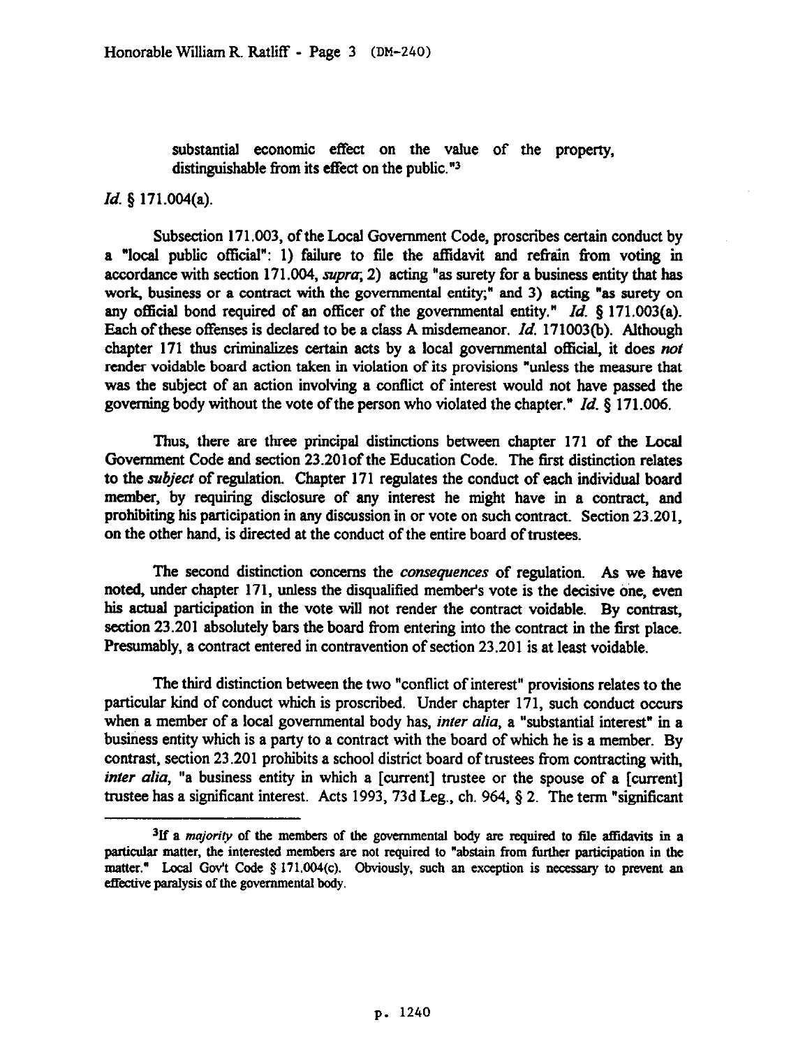substantial economic effect on the value of the property, distinguishable from its effect on the public."[3]

*Id.* § 171.004(a).

Subsection 171.003, of the Local Government Code, proscribes certain conduct by a "local public official": 1) failure to file the affidavit and refrain from voting in accordance with section 171.004, *supra*; 2) acting "as surety for a business entity that has work, business or a contract with the governmental entity;" and 3) acting "as surety on any official bond required of an officer of the governmental entity." *Id.* § 171.003(a). Each of these offenses is declared to be a class A misdemeanor. *Id.* 171003(b). Although chapter 171 thus criminalizes certain acts by a local governmental official, it does *not* render voidable board action taken in violation of its provisions "unless the measure that was the subject of an action involving a conflict of interest would not have passed the governing body without the vote of the person who violated the chapter." *Id.* § 171.006.

Thus, there are three principal distinctions between chapter 171 of the Local Government Code and section 23.201of the Education Code. The first distinction relates to the *subject* of regulation. Chapter 171 regulates the conduct of each individual board member, by requiring disclosure of any interest he might have in a contract, and prohibiting his participation in any discussion in or vote on such contract. Section 23.201, on the other hand, is directed at the conduct of the entire board of trustees.

The second distinction concerns the *consequences* of regulation. As we have noted, under chapter 171, unless the disqualified member's vote is the decisive one, even his actual participation in the vote will not render the contract voidable. By contrast, section 23.201 absolutely bars the board from entering into the contract in the first place. Presumably, a contract entered in contravention of section 23.201 is at least voidable.

The third distinction between the two "conflict of interest" provisions relates to the particular kind of conduct which is proscribed. Under chapter 171, such conduct occurs when a member of a local governmental body has, *inter alia*, a "substantial interest" in a business entity which is a party to a contract with the board of which he is a member. By contrast, section 23.201 prohibits a school district board of trustees from contracting with, *inter alia*, "a business entity in which a [current] trustee or the spouse of a [current] trustee has a significant interest. Acts 1993, 73d Leg., ch. 964, § 2. The term "significant

---

[3]If a *majority* of the members of the governmental body are required to file affidavits in a particular matter, the interested members are not required to "abstain from further participation in the matter." Local Gov't Code § 171.004(c). Obviously, such an exception is necessary to prevent an effective paralysis of the governmental body.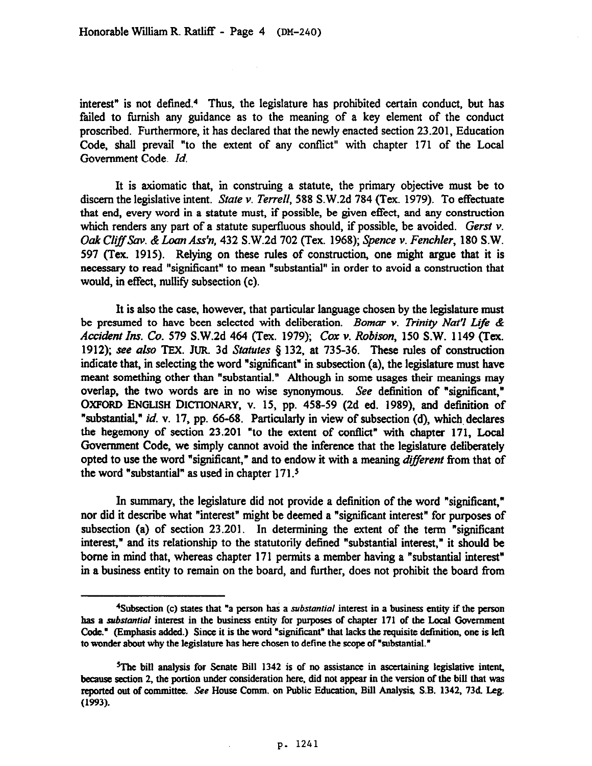interest" is not defined.[4] Thus, the legislature has prohibited certain conduct, but has failed to furnish any guidance as to the meaning of a key element of the conduct proscribed. Furthermore, it has declared that the newly enacted section 23.201, Education Code, shall prevail "to the extent of any conflict" with chapter 171 of the Local Government Code. *Id.*

It is axiomatic that, in construing a statute, the primary objective must be to discern the legislative intent. *State v. Terrell*, 588 S.W.2d 784 (Tex. 1979). To effectuate that end, every word in a statute must, if possible, be given effect, and any construction which renders any part of a statute superfluous should, if possible, be avoided. *Gerst v. Oak Cliff Sav. & Loan Ass'n*, 432 S.W.2d 702 (Tex. 1968); *Spence v. Fenchler*, 180 S.W. 597 (Tex. 1915). Relying on these rules of construction, one might argue that it is necessary to read "significant" to mean "substantial" in order to avoid a construction that would, in effect, nullify subsection (c).

It is also the case, however, that particular language chosen by the legislature must be presumed to have been selected with deliberation. *Bomar v. Trinity Nat'l Life & Accident Ins. Co.* 579 S.W.2d 464 (Tex. 1979); *Cox v. Robison*, 150 S.W. 1149 (Tex. 1912); *see also* TEX. JUR. 3d *Statutes* § 132, at 735-36. These rules of construction indicate that, in selecting the word "significant" in subsection (a), the legislature must have meant something other than "substantial." Although in some usages their meanings may overlap, the two words are in no wise synonymous. *See* definition of "significant," OXFORD ENGLISH DICTIONARY, v. 15, pp. 458-59 (2d ed. 1989), and definition of "substantial," *id.* v. 17, pp. 66-68. Particularly in view of subsection (d), which declares the hegemony of section 23.201 "to the extent of conflict" with chapter 171, Local Government Code, we simply cannot avoid the inference that the legislature deliberately opted to use the word "significant," and to endow it with a meaning *different* from that of the word "substantial" as used in chapter 171.[5]

In summary, the legislature did not provide a definition of the word "significant," nor did it describe what "interest" might be deemed a "significant interest" for purposes of subsection (a) of section 23.201. In determining the extent of the term "significant interest," and its relationship to the statutorily defined "substantial interest," it should be borne in mind that, whereas chapter 171 permits a member having a "substantial interest" in a business entity to remain on the board, and further, does not prohibit the board from

---

[4]Subsection (c) states that "a person has a *substantial* interest in a business entity if the person has a *substantial* interest in the business entity for purposes of chapter 171 of the Local Government Code." (Emphasis added.) Since it is the word "significant" that lacks the requisite definition, one is left to wonder about why the legislature has here chosen to define the scope of "substantial."

[5]The bill analysis for Senate Bill 1342 is of no assistance in ascertaining legislative intent, because section 2, the portion under consideration here, did not appear in the version of the bill that was reported out of committee. *See* House Comm. on Public Education, Bill Analysis, S.B. 1342, 73d. Leg. (1993).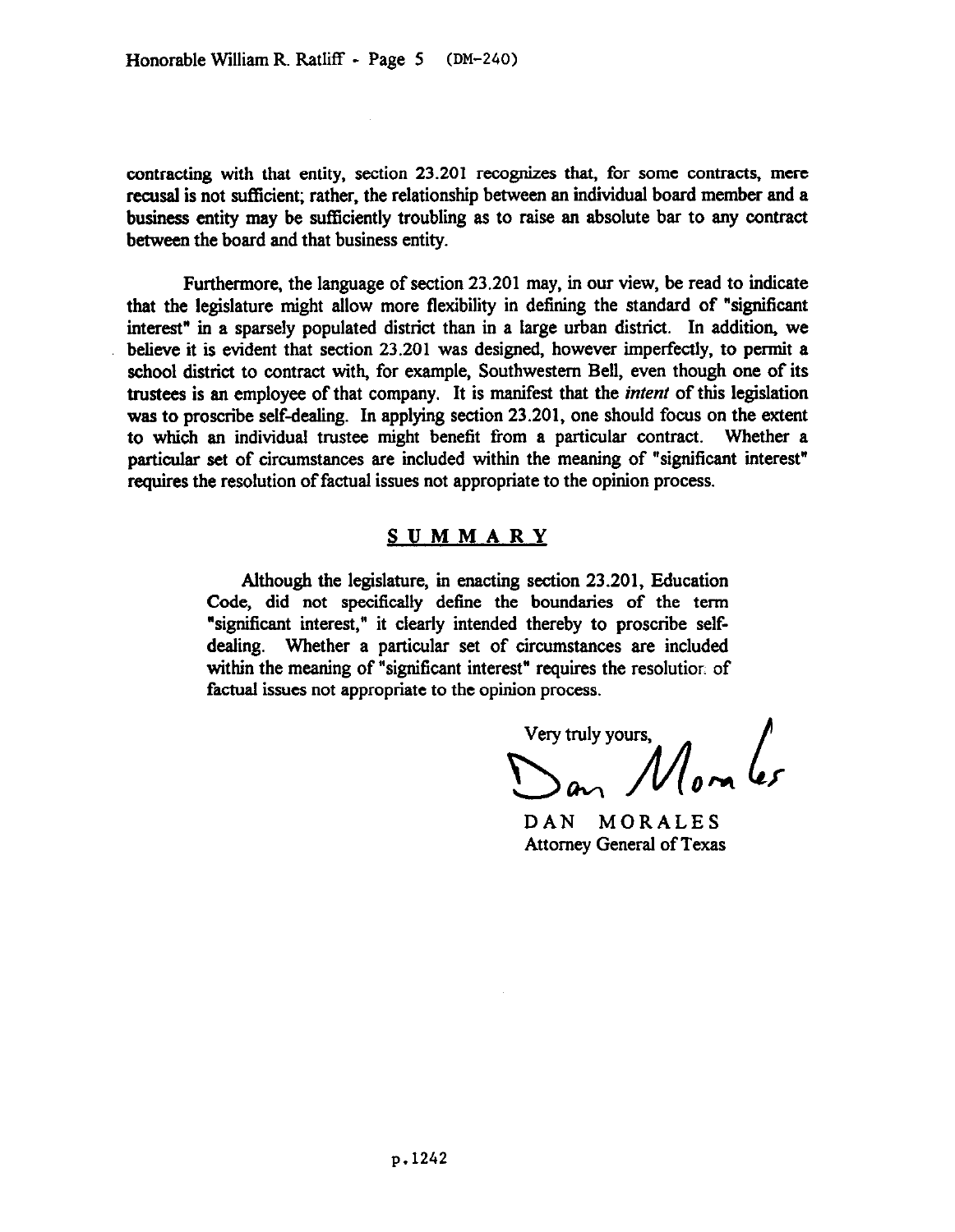contracting with that entity, section 23.201 recognizes that, for some contracts, mere recusal is not sufficient; rather, the relationship between an individual board member and a business entity may be sufficiently troubling as to raise an absolute bar to any contract between the board and that business entity.

Furthermore, the language of section 23.201 may, in our view, be read to indicate that the legislature might allow more flexibility in defining the standard of "significant interest" in a sparsely populated district than in a large urban district. In addition, we believe it is evident that section 23.201 was designed, however imperfectly, to permit a school district to contract with, for example, Southwestern Bell, even though one of its trustees is an employee of that company. It is manifest that the *intent* of this legislation was to proscribe self-dealing. In applying section 23.201, one should focus on the extent to which an individual trustee might benefit from a particular contract. Whether a particular set of circumstances are included within the meaning of "significant interest" requires the resolution of factual issues not appropriate to the opinion process.

## SUMMARY

Although the legislature, in enacting section 23.201, Education Code, did not specifically define the boundaries of the term "significant interest," it clearly intended thereby to proscribe self-dealing. Whether a particular set of circumstances are included within the meaning of "significant interest" requires the resolution of factual issues not appropriate to the opinion process.

Very truly yours,

Dan Morales

DAN MORALES
Attorney General of Texas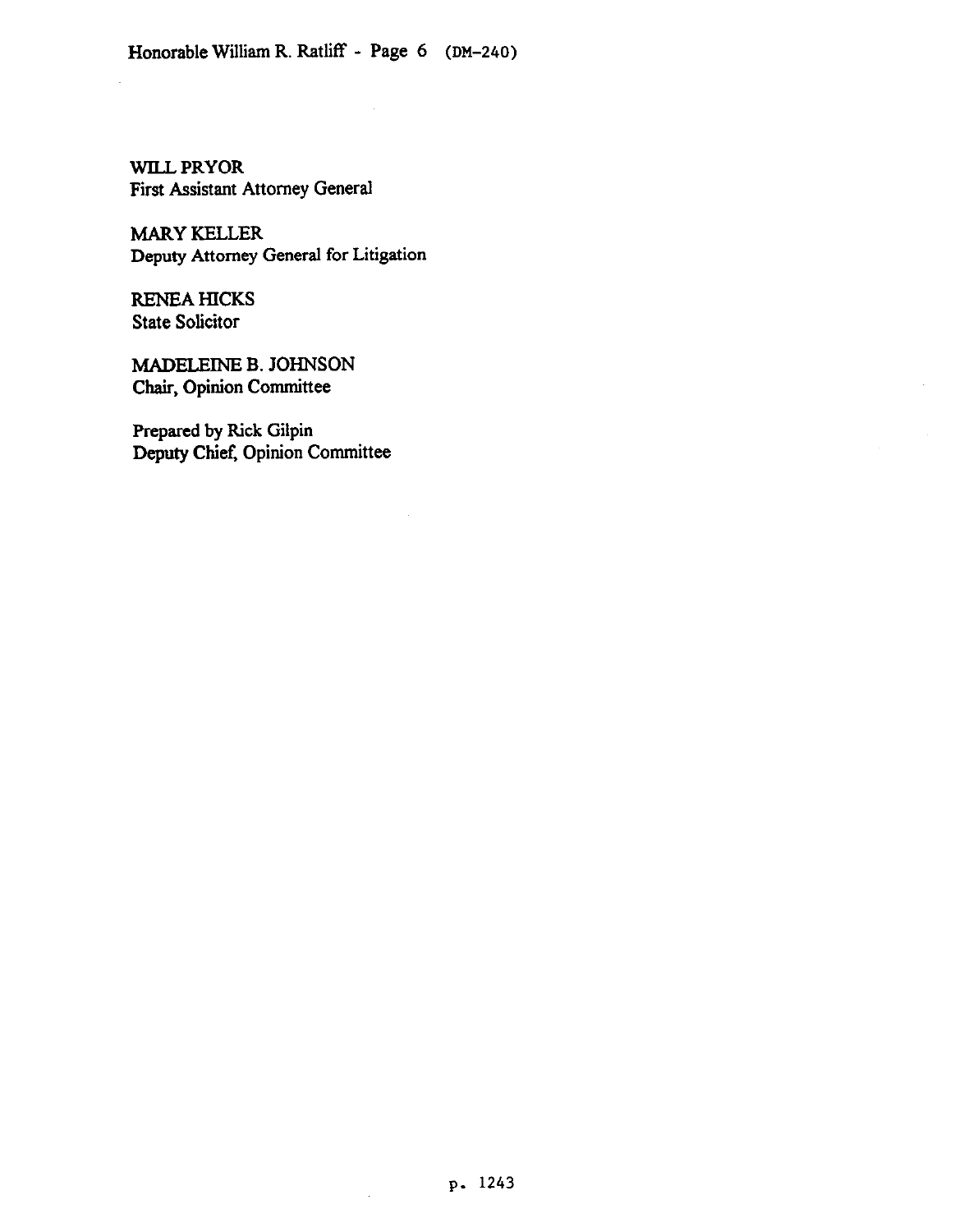WILL PRYOR
First Assistant Attorney General

MARY KELLER
Deputy Attorney General for Litigation

RENEA HICKS
State Solicitor

MADELEINE B. JOHNSON
Chair, Opinion Committee

Prepared by Rick Gilpin
Deputy Chief, Opinion Committee